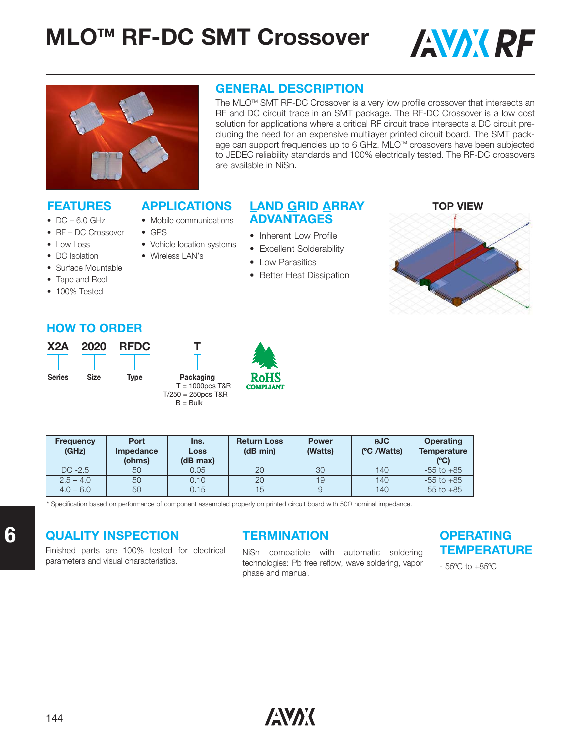# MLO™ RF-DC SMT Crossover

## GENERAL DESCRIPTION

The MLO™ SMT RF-DC Crossover is a very low profile crossover that intersects an RF and DC circuit trace in an SMT package. The RF-DC Crossover is a low cost solution for applications where a critical RF circuit trace intersects a DC circuit precluding the need for an expensive multilayer printed circuit board. The SMT package can support frequencies up to 6 GHz. MLO™ crossovers have been subjected to JEDEC reliability standards and 100% electrically tested. The RF-DC crossovers are available in NiSn.

## FEATURES

- DC – 6.0 GHz
- RF – DC Crossover
- Low Loss
- DC Isolation
- Surface Mountable
- Tape and Reel
- 100% Tested

## APPLICATIONS

- Mobile communications
- GPS
- Vehicle location systems
- Wireless LAN's

## LAND GRID ARRAY ADVANTAGES

- Inherent Low Profile
- Excellent Solderability
- Low Parasitics
- Better Heat Dissipation

**TOP VIEW**

## HOW TO ORDER

| X2A | 2020 | RFDC | T |
|---|---|---|---|
| Series | Size | Type | Packaging<br>T = 1000pcs T&R<br>T/250 = 250pcs T&R<br>B = Bulk |

RoHS COMPLIANT

| Frequency (GHz) | Port Impedance (ohms) | Ins. Loss (dB max) | Return Loss (dB min) | Power (Watts) | θJC (ºC /Watts) | Operating Temperature (ºC) |
|---|---|---|---|---|---|---|
| DC -2.5 | 50 | 0.05 | 20 | 30 | 140 | -55 to +85 |
| 2.5 – 4.0 | 50 | 0.10 | 20 | 19 | 140 | -55 to +85 |
| 4.0 – 6.0 | 50 | 0.15 | 15 | 9 | 140 | -55 to +85 |

\* Specification based on performance of component assembled properly on printed circuit board with 50Ω nominal impedance.

## QUALITY INSPECTION

Finished parts are 100% tested for electrical parameters and visual characteristics.

## TERMINATION

NiSn compatible with automatic soldering technologies: Pb free reflow, wave soldering, vapor phase and manual.

## OPERATING TEMPERATURE

- 55ºC to +85ºC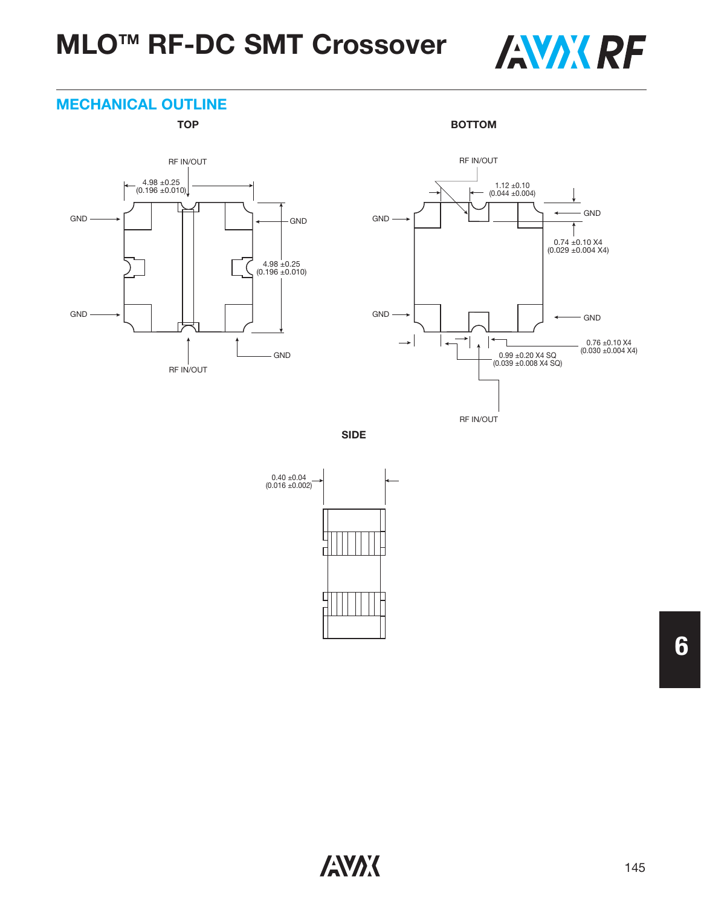# MLO™ RF-DC SMT Crossover

## MECHANICAL OUTLINE

**TOP**

RF IN/OUT

4.98 ±0.25
(0.196 ±0.010)

GND

GND

4.98 ±0.25
(0.196 ±0.010)

GND

GND

RF IN/OUT

**BOTTOM**

RF IN/OUT

1.12 ±0.10
(0.044 ±0.004)

GND

GND

0.74 ±0.10 X4
(0.029 ±0.004 X4)

GND

GND

0.76 ±0.10 X4
(0.030 ±0.004 X4)

0.99 ±0.20 X4 SQ
(0.039 ±0.008 X4 SQ)

RF IN/OUT

**SIDE**

0.40 ±0.04
(0.016 ±0.002)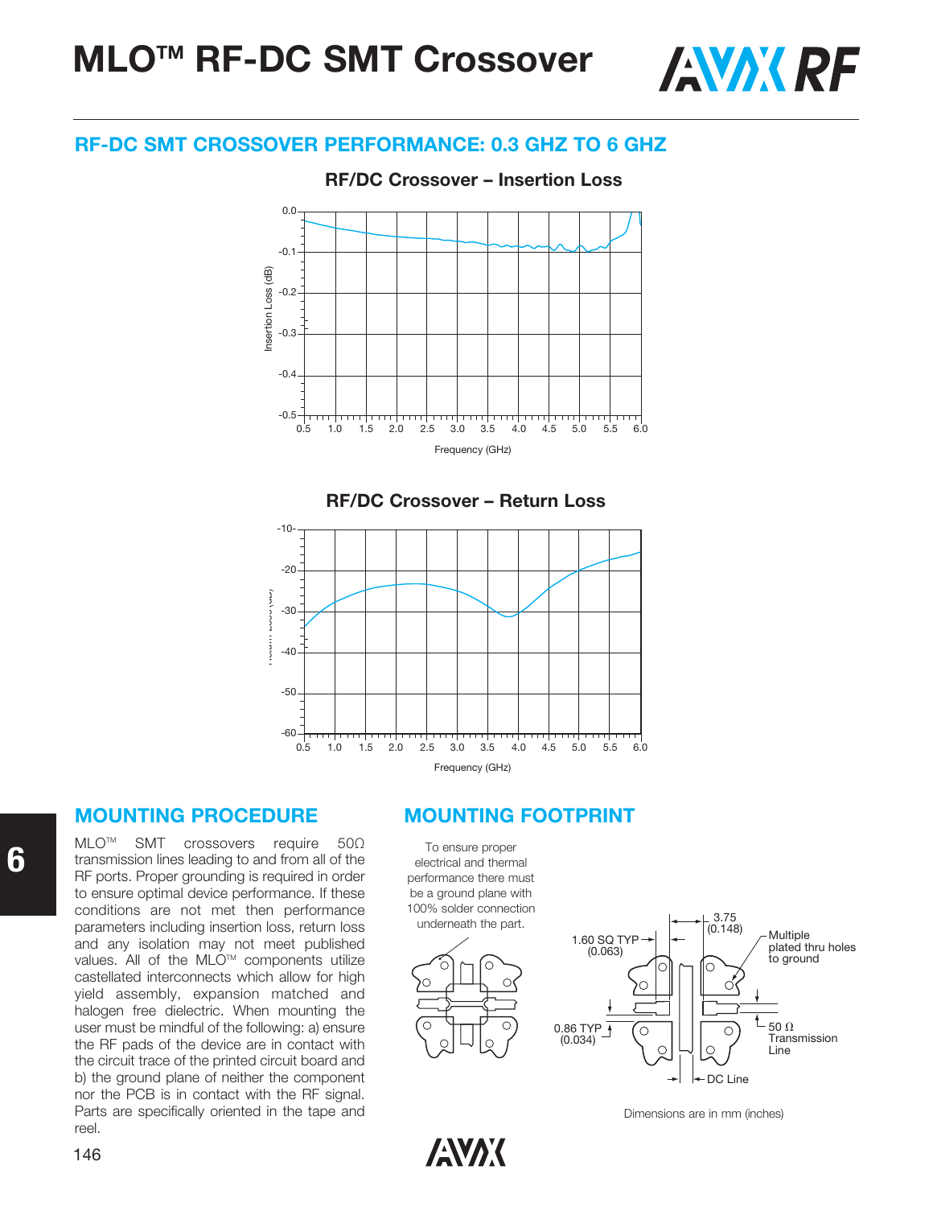# MLO™ RF-DC SMT Crossover

## RF-DC SMT CROSSOVER PERFORMANCE: 0.3 GHZ TO 6 GHZ

**RF/DC Crossover – Insertion Loss**

**RF/DC Crossover – Return Loss**

## MOUNTING PROCEDURE

MLO™ SMT crossovers require 50Ω transmission lines leading to and from all of the RF ports. Proper grounding is required in order to ensure optimal device performance. If these conditions are not met then performance parameters including insertion loss, return loss and any isolation may not meet published values. All of the MLO™ components utilize castellated interconnects which allow for high yield assembly, expansion matched and halogen free dielectric. When mounting the user must be mindful of the following: a) ensure the RF pads of the device are in contact with the circuit trace of the printed circuit board and b) the ground plane of neither the component nor the PCB is in contact with the RF signal. Parts are specifically oriented in the tape and reel.

## MOUNTING FOOTPRINT

To ensure proper electrical and thermal performance there must be a ground plane with 100% solder connection underneath the part.

Dimensions are in mm (inches)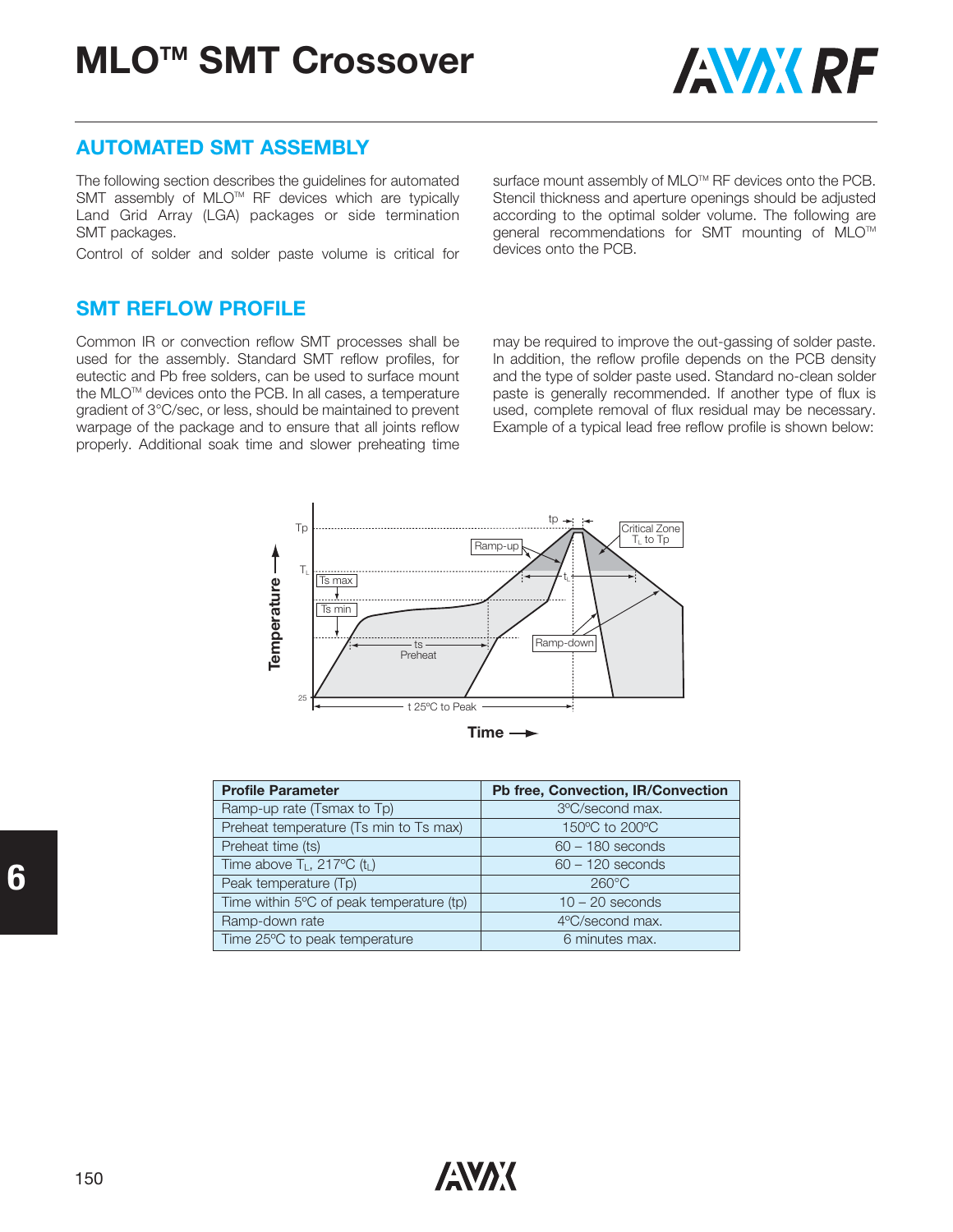# MLO™ SMT Crossover

## AUTOMATED SMT ASSEMBLY

The following section describes the guidelines for automated SMT assembly of MLO™ RF devices which are typically Land Grid Array (LGA) packages or side termination SMT packages.

Control of solder and solder paste volume is critical for surface mount assembly of MLO™ RF devices onto the PCB. Stencil thickness and aperture openings should be adjusted according to the optimal solder volume. The following are general recommendations for SMT mounting of MLO™ devices onto the PCB.

## SMT REFLOW PROFILE

Common IR or convection reflow SMT processes shall be used for the assembly. Standard SMT reflow profiles, for eutectic and Pb free solders, can be used to surface mount the MLO™ devices onto the PCB. In all cases, a temperature gradient of 3°C/sec, or less, should be maintained to prevent warpage of the package and to ensure that all joints reflow properly. Additional soak time and slower preheating time may be required to improve the out-gassing of solder paste. In addition, the reflow profile depends on the PCB density and the type of solder paste used. Standard no-clean solder paste is generally recommended. If another type of flux is used, complete removal of flux residual may be necessary. Example of a typical lead free reflow profile is shown below:

Tp
tp
Critical Zone
$T_L$ to Tp
Ramp-up
$T_L$
$t_L$
Ts max
Ts min
Temperature
ts
Preheat
Ramp-down
25
t 25ºC to Peak
Time

| Profile Parameter | Pb free, Convection, IR/Convection |
|---|---|
| Ramp-up rate (Tsmax to Tp) | 3ºC/second max. |
| Preheat temperature (Ts min to Ts max) | 150ºC to 200ºC |
| Preheat time (ts) | 60 – 180 seconds |
| Time above $T_L$, 217ºC ($t_L$) | 60 – 120 seconds |
| Peak temperature (Tp) | 260°C |
| Time within 5ºC of peak temperature (tp) | 10 – 20 seconds |
| Ramp-down rate | 4ºC/second max. |
| Time 25ºC to peak temperature | 6 minutes max. |